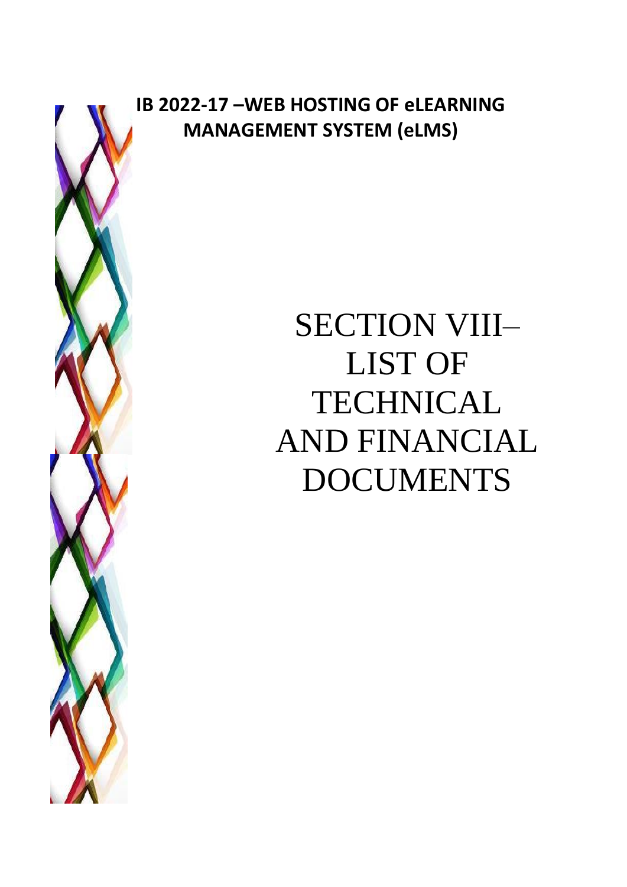**IB 2022-17 –WEB HOSTING OF eLEARNING MANAGEMENT SYSTEM (eLMS)**

# SECTION VIII– LIST OF TECHNICAL AND FINANCIAL DOCUMENTS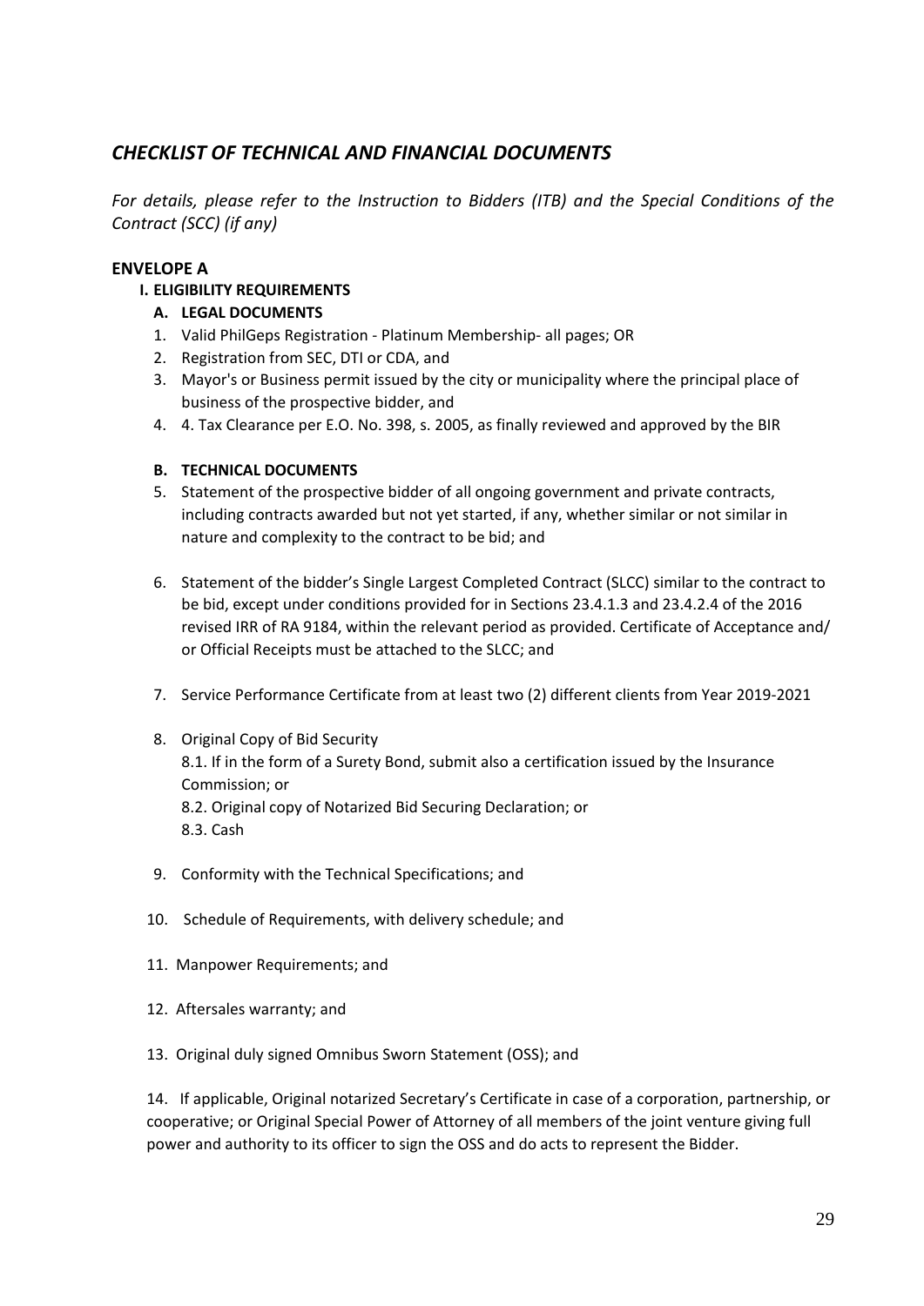## *CHECKLIST OF TECHNICAL AND FINANCIAL DOCUMENTS*

*For details, please refer to the Instruction to Bidders (ITB) and the Special Conditions of the Contract (SCC) (if any)*

**ENVELOPE A**

**I. ELIGIBILITY REQUIREMENTS**

**A. LEGAL DOCUMENTS**

1. Valid PhilGeps Registration - Platinum Membership- all pages; OR
2. Registration from SEC, DTI or CDA, and
3. Mayor's or Business permit issued by the city or municipality where the principal place of business of the prospective bidder, and
4. 4. Tax Clearance per E.O. No. 398, s. 2005, as finally reviewed and approved by the BIR

**B. TECHNICAL DOCUMENTS**

5. Statement of the prospective bidder of all ongoing government and private contracts, including contracts awarded but not yet started, if any, whether similar or not similar in nature and complexity to the contract to be bid; and

6. Statement of the bidder's Single Largest Completed Contract (SLCC) similar to the contract to be bid, except under conditions provided for in Sections 23.4.1.3 and 23.4.2.4 of the 2016 revised IRR of RA 9184, within the relevant period as provided. Certificate of Acceptance and/ or Official Receipts must be attached to the SLCC; and

7. Service Performance Certificate from at least two (2) different clients from Year 2019-2021

8. Original Copy of Bid Security
   8.1. If in the form of a Surety Bond, submit also a certification issued by the Insurance Commission; or
   8.2. Original copy of Notarized Bid Securing Declaration; or
   8.3. Cash

9. Conformity with the Technical Specifications; and

10. Schedule of Requirements, with delivery schedule; and

11. Manpower Requirements; and

12. Aftersales warranty; and

13. Original duly signed Omnibus Sworn Statement (OSS); and

14. If applicable, Original notarized Secretary's Certificate in case of a corporation, partnership, or cooperative; or Original Special Power of Attorney of all members of the joint venture giving full power and authority to its officer to sign the OSS and do acts to represent the Bidder.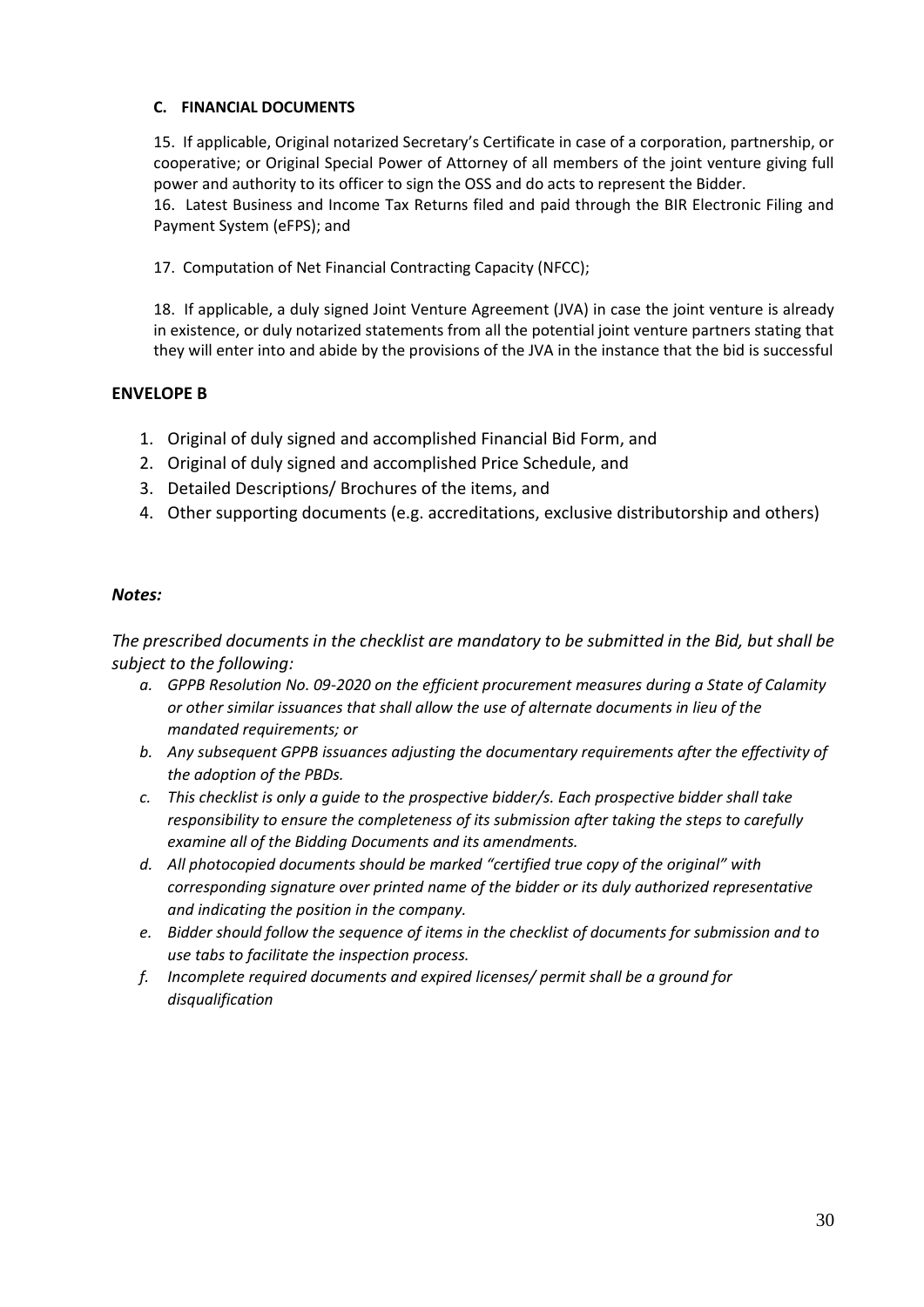#### C. FINANCIAL DOCUMENTS

15. If applicable, Original notarized Secretary's Certificate in case of a corporation, partnership, or cooperative; or Original Special Power of Attorney of all members of the joint venture giving full power and authority to its officer to sign the OSS and do acts to represent the Bidder.
16. Latest Business and Income Tax Returns filed and paid through the BIR Electronic Filing and Payment System (eFPS); and

17. Computation of Net Financial Contracting Capacity (NFCC);

18. If applicable, a duly signed Joint Venture Agreement (JVA) in case the joint venture is already in existence, or duly notarized statements from all the potential joint venture partners stating that they will enter into and abide by the provisions of the JVA in the instance that the bid is successful

### ENVELOPE B

1. Original of duly signed and accomplished Financial Bid Form, and
2. Original of duly signed and accomplished Price Schedule, and
3. Detailed Descriptions/ Brochures of the items, and
4. Other supporting documents (e.g. accreditations, exclusive distributorship and others)

### *Notes:*

*The prescribed documents in the checklist are mandatory to be submitted in the Bid, but shall be subject to the following:*

- *a. GPPB Resolution No. 09-2020 on the efficient procurement measures during a State of Calamity or other similar issuances that shall allow the use of alternate documents in lieu of the mandated requirements; or*
- *b. Any subsequent GPPB issuances adjusting the documentary requirements after the effectivity of the adoption of the PBDs.*
- *c. This checklist is only a guide to the prospective bidder/s. Each prospective bidder shall take responsibility to ensure the completeness of its submission after taking the steps to carefully examine all of the Bidding Documents and its amendments.*
- *d. All photocopied documents should be marked "certified true copy of the original" with corresponding signature over printed name of the bidder or its duly authorized representative and indicating the position in the company.*
- *e. Bidder should follow the sequence of items in the checklist of documents for submission and to use tabs to facilitate the inspection process.*
- *f. Incomplete required documents and expired licenses/ permit shall be a ground for disqualification*